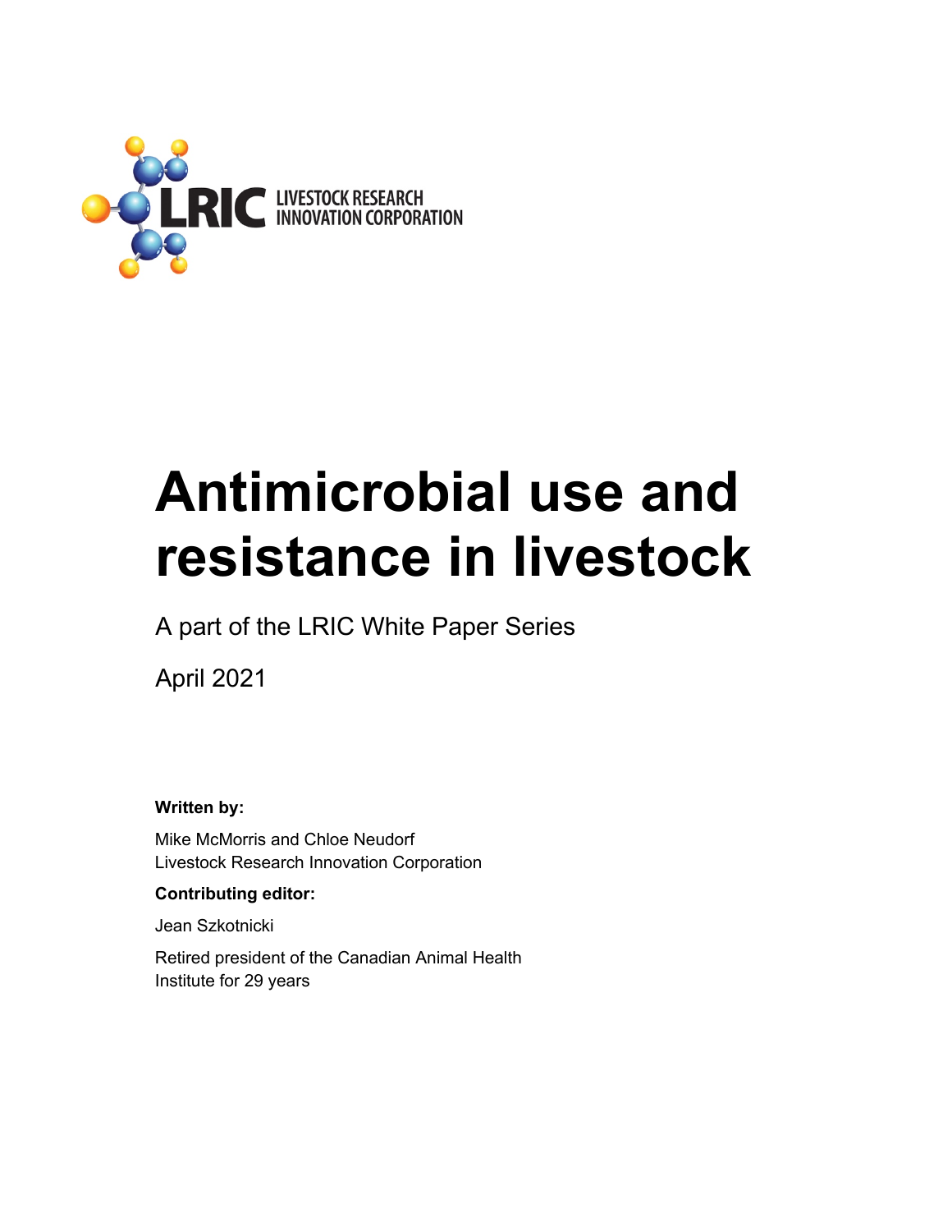LRIC LIVESTOCK RESEARCH INNOVATION CORPORATION

# Antimicrobial use and resistance in livestock

A part of the LRIC White Paper Series

April 2021

**Written by:**

Mike McMorris and Chloe Neudorf
Livestock Research Innovation Corporation

**Contributing editor:**

Jean Szkotnicki

Retired president of the Canadian Animal Health Institute for 29 years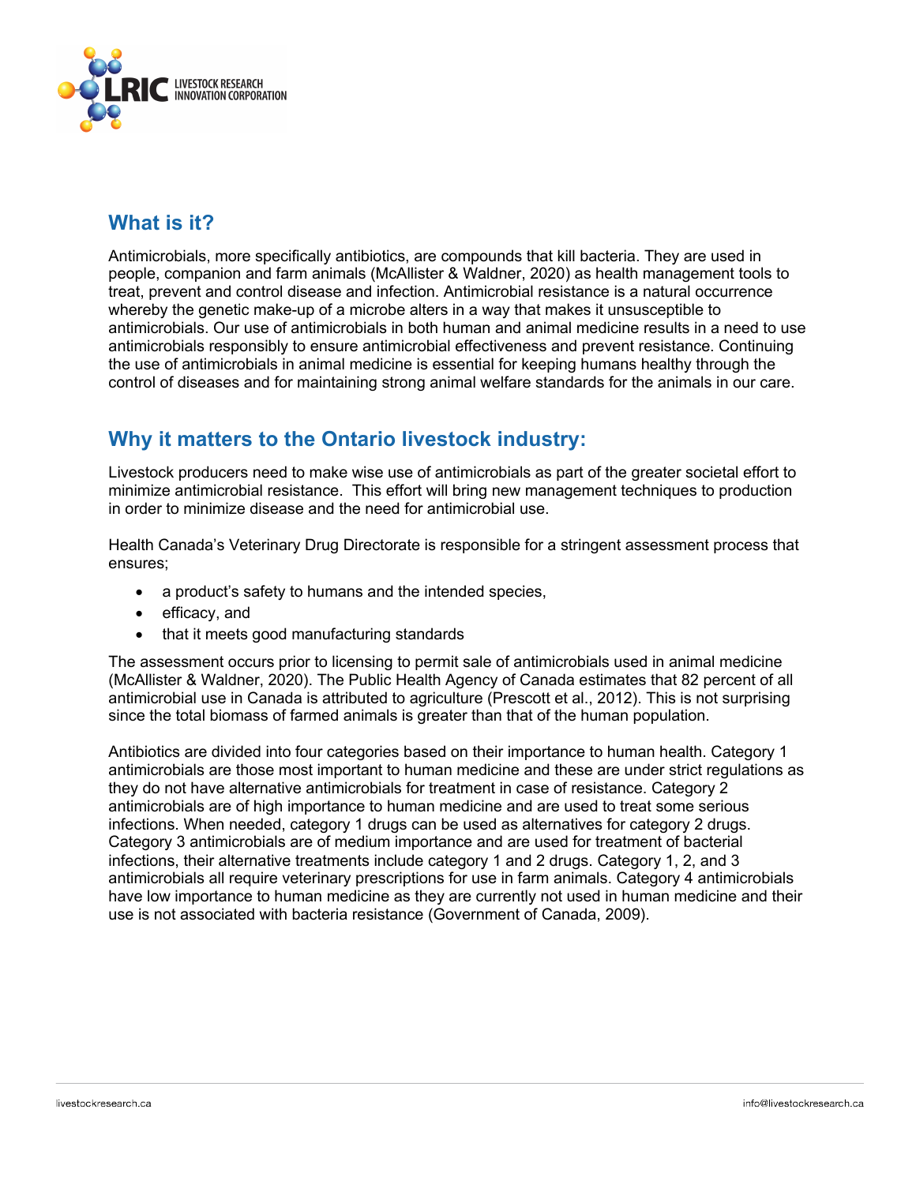## What is it?

Antimicrobials, more specifically antibiotics, are compounds that kill bacteria. They are used in people, companion and farm animals (McAllister & Waldner, 2020) as health management tools to treat, prevent and control disease and infection. Antimicrobial resistance is a natural occurrence whereby the genetic make-up of a microbe alters in a way that makes it unsusceptible to antimicrobials. Our use of antimicrobials in both human and animal medicine results in a need to use antimicrobials responsibly to ensure antimicrobial effectiveness and prevent resistance. Continuing the use of antimicrobials in animal medicine is essential for keeping humans healthy through the control of diseases and for maintaining strong animal welfare standards for the animals in our care.

## Why it matters to the Ontario livestock industry:

Livestock producers need to make wise use of antimicrobials as part of the greater societal effort to minimize antimicrobial resistance. This effort will bring new management techniques to production in order to minimize disease and the need for antimicrobial use.

Health Canada's Veterinary Drug Directorate is responsible for a stringent assessment process that ensures;

- a product's safety to humans and the intended species,
- efficacy, and
- that it meets good manufacturing standards

The assessment occurs prior to licensing to permit sale of antimicrobials used in animal medicine (McAllister & Waldner, 2020). The Public Health Agency of Canada estimates that 82 percent of all antimicrobial use in Canada is attributed to agriculture (Prescott et al., 2012). This is not surprising since the total biomass of farmed animals is greater than that of the human population.

Antibiotics are divided into four categories based on their importance to human health. Category 1 antimicrobials are those most important to human medicine and these are under strict regulations as they do not have alternative antimicrobials for treatment in case of resistance. Category 2 antimicrobials are of high importance to human medicine and are used to treat some serious infections. When needed, category 1 drugs can be used as alternatives for category 2 drugs. Category 3 antimicrobials are of medium importance and are used for treatment of bacterial infections, their alternative treatments include category 1 and 2 drugs. Category 1, 2, and 3 antimicrobials all require veterinary prescriptions for use in farm animals. Category 4 antimicrobials have low importance to human medicine as they are currently not used in human medicine and their use is not associated with bacteria resistance (Government of Canada, 2009).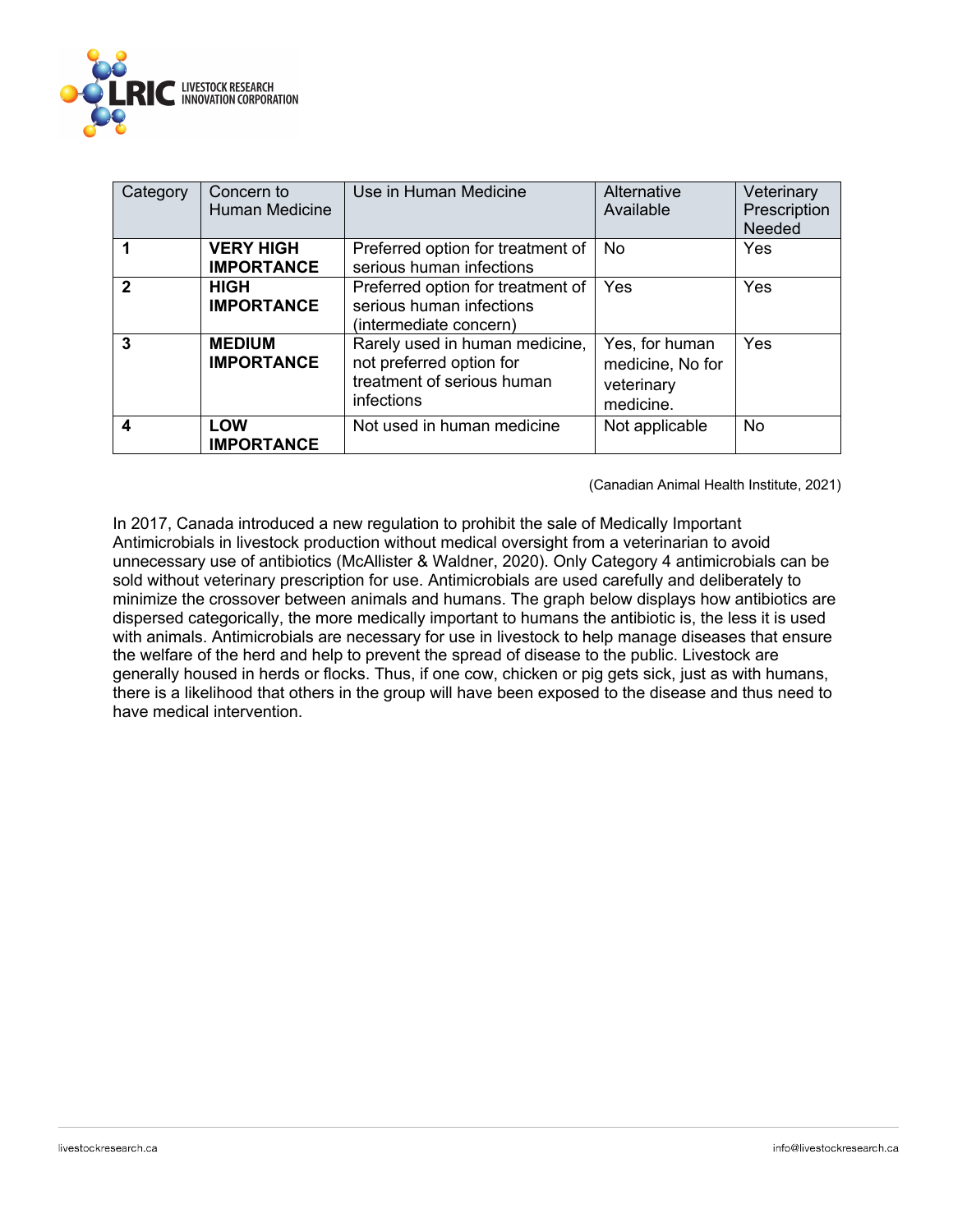| Category | Concern to Human Medicine | Use in Human Medicine | Alternative Available | Veterinary Prescription Needed |
|---|---|---|---|---|
| **1** | **VERY HIGH IMPORTANCE** | Preferred option for treatment of serious human infections | No | Yes |
| **2** | **HIGH IMPORTANCE** | Preferred option for treatment of serious human infections (intermediate concern) | Yes | Yes |
| **3** | **MEDIUM IMPORTANCE** | Rarely used in human medicine, not preferred option for treatment of serious human infections | Yes, for human medicine, No for veterinary medicine. | Yes |
| **4** | **LOW IMPORTANCE** | Not used in human medicine | Not applicable | No |

(Canadian Animal Health Institute, 2021)

In 2017, Canada introduced a new regulation to prohibit the sale of Medically Important Antimicrobials in livestock production without medical oversight from a veterinarian to avoid unnecessary use of antibiotics (McAllister & Waldner, 2020). Only Category 4 antimicrobials can be sold without veterinary prescription for use. Antimicrobials are used carefully and deliberately to minimize the crossover between animals and humans. The graph below displays how antibiotics are dispersed categorically, the more medically important to humans the antibiotic is, the less it is used with animals. Antimicrobials are necessary for use in livestock to help manage diseases that ensure the welfare of the herd and help to prevent the spread of disease to the public. Livestock are generally housed in herds or flocks. Thus, if one cow, chicken or pig gets sick, just as with humans, there is a likelihood that others in the group will have been exposed to the disease and thus need to have medical intervention.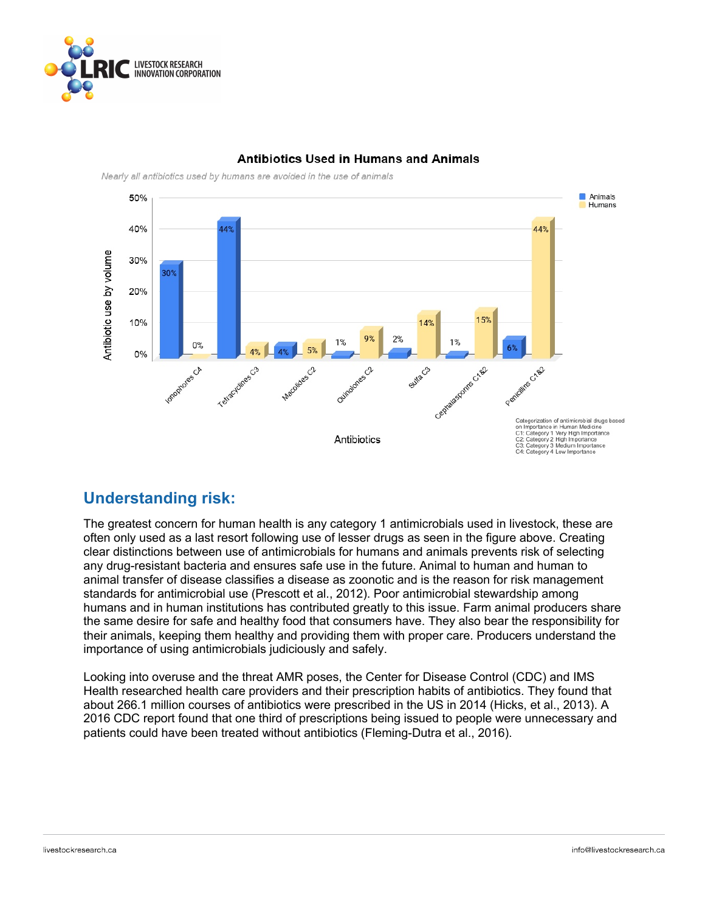**Antibiotics Used in Humans and Animals**

*Nearly all antibiotics used by humans are avoided in the use of animals*

| Antibiotics | Animals | Humans |
|---|---|---|
| Ionophores C4 | 30% | 0% |
| Tetracyclines C3 | 44% | 4% |
| Macolides C2 | 4% | 5% |
| Quinolones C2 | 1% | 9% |
| Sulfa C3 | 2% | 14% |
| Cephalasporins C1&2 | 1% | 15% |
| Penicillins C1&2 | 6% | 44% |

Categorization of antimicrobial drugs based on Importance in Human Medicine
C1: Category 1 Very High Importance
C2: Category 2 High Importance
C3: Category 3 Medium Importance
C4: Category 4 Low Importance

## Understanding risk:

The greatest concern for human health is any category 1 antimicrobials used in livestock, these are often only used as a last resort following use of lesser drugs as seen in the figure above. Creating clear distinctions between use of antimicrobials for humans and animals prevents risk of selecting any drug-resistant bacteria and ensures safe use in the future. Animal to human and human to animal transfer of disease classifies a disease as zoonotic and is the reason for risk management standards for antimicrobial use (Prescott et al., 2012). Poor antimicrobial stewardship among humans and in human institutions has contributed greatly to this issue. Farm animal producers share the same desire for safe and healthy food that consumers have. They also bear the responsibility for their animals, keeping them healthy and providing them with proper care. Producers understand the importance of using antimicrobials judiciously and safely.

Looking into overuse and the threat AMR poses, the Center for Disease Control (CDC) and IMS Health researched health care providers and their prescription habits of antibiotics. They found that about 266.1 million courses of antibiotics were prescribed in the US in 2014 (Hicks, et al., 2013). A 2016 CDC report found that one third of prescriptions being issued to people were unnecessary and patients could have been treated without antibiotics (Fleming-Dutra et al., 2016).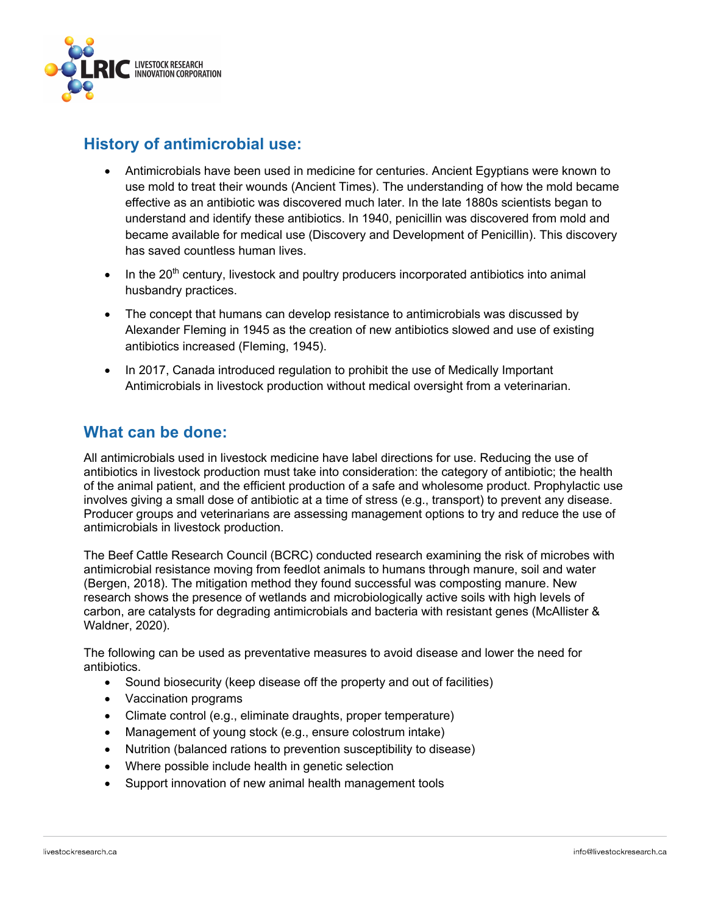## History of antimicrobial use:

- Antimicrobials have been used in medicine for centuries. Ancient Egyptians were known to use mold to treat their wounds (Ancient Times). The understanding of how the mold became effective as an antibiotic was discovered much later. In the late 1880s scientists began to understand and identify these antibiotics. In 1940, penicillin was discovered from mold and became available for medical use (Discovery and Development of Penicillin). This discovery has saved countless human lives.
- In the 20th century, livestock and poultry producers incorporated antibiotics into animal husbandry practices.
- The concept that humans can develop resistance to antimicrobials was discussed by Alexander Fleming in 1945 as the creation of new antibiotics slowed and use of existing antibiotics increased (Fleming, 1945).
- In 2017, Canada introduced regulation to prohibit the use of Medically Important Antimicrobials in livestock production without medical oversight from a veterinarian.

## What can be done:

All antimicrobials used in livestock medicine have label directions for use. Reducing the use of antibiotics in livestock production must take into consideration: the category of antibiotic; the health of the animal patient, and the efficient production of a safe and wholesome product. Prophylactic use involves giving a small dose of antibiotic at a time of stress (e.g., transport) to prevent any disease. Producer groups and veterinarians are assessing management options to try and reduce the use of antimicrobials in livestock production.

The Beef Cattle Research Council (BCRC) conducted research examining the risk of microbes with antimicrobial resistance moving from feedlot animals to humans through manure, soil and water (Bergen, 2018). The mitigation method they found successful was composting manure. New research shows the presence of wetlands and microbiologically active soils with high levels of carbon, are catalysts for degrading antimicrobials and bacteria with resistant genes (McAllister & Waldner, 2020).

The following can be used as preventative measures to avoid disease and lower the need for antibiotics.

- Sound biosecurity (keep disease off the property and out of facilities)
- Vaccination programs
- Climate control (e.g., eliminate draughts, proper temperature)
- Management of young stock (e.g., ensure colostrum intake)
- Nutrition (balanced rations to prevention susceptibility to disease)
- Where possible include health in genetic selection
- Support innovation of new animal health management tools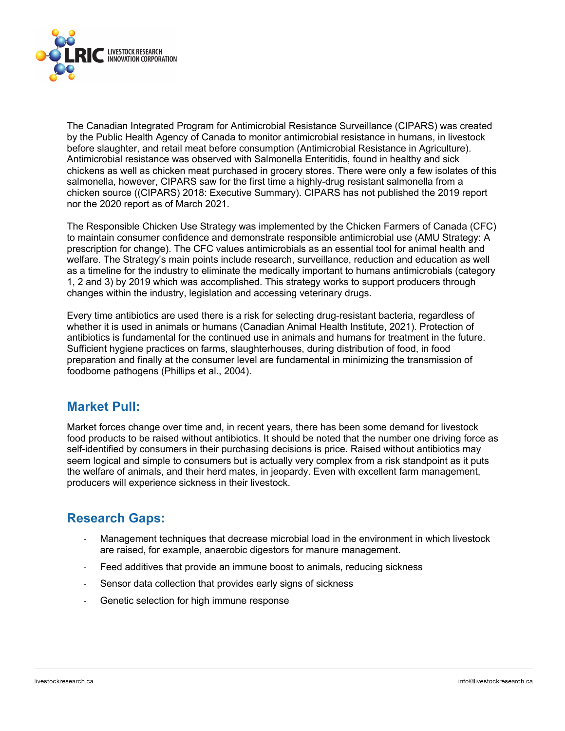The Canadian Integrated Program for Antimicrobial Resistance Surveillance (CIPARS) was created by the Public Health Agency of Canada to monitor antimicrobial resistance in humans, in livestock before slaughter, and retail meat before consumption (Antimicrobial Resistance in Agriculture). Antimicrobial resistance was observed with Salmonella Enteritidis, found in healthy and sick chickens as well as chicken meat purchased in grocery stores. There were only a few isolates of this salmonella, however, CIPARS saw for the first time a highly-drug resistant salmonella from a chicken source ((CIPARS) 2018: Executive Summary). CIPARS has not published the 2019 report nor the 2020 report as of March 2021.

The Responsible Chicken Use Strategy was implemented by the Chicken Farmers of Canada (CFC) to maintain consumer confidence and demonstrate responsible antimicrobial use (AMU Strategy: A prescription for change). The CFC values antimicrobials as an essential tool for animal health and welfare. The Strategy's main points include research, surveillance, reduction and education as well as a timeline for the industry to eliminate the medically important to humans antimicrobials (category 1, 2 and 3) by 2019 which was accomplished. This strategy works to support producers through changes within the industry, legislation and accessing veterinary drugs.

Every time antibiotics are used there is a risk for selecting drug-resistant bacteria, regardless of whether it is used in animals or humans (Canadian Animal Health Institute, 2021). Protection of antibiotics is fundamental for the continued use in animals and humans for treatment in the future. Sufficient hygiene practices on farms, slaughterhouses, during distribution of food, in food preparation and finally at the consumer level are fundamental in minimizing the transmission of foodborne pathogens (Phillips et al., 2004).

## Market Pull:

Market forces change over time and, in recent years, there has been some demand for livestock food products to be raised without antibiotics. It should be noted that the number one driving force as self-identified by consumers in their purchasing decisions is price. Raised without antibiotics may seem logical and simple to consumers but is actually very complex from a risk standpoint as it puts the welfare of animals, and their herd mates, in jeopardy. Even with excellent farm management, producers will experience sickness in their livestock.

## Research Gaps:

- Management techniques that decrease microbial load in the environment in which livestock are raised, for example, anaerobic digestors for manure management.
- Feed additives that provide an immune boost to animals, reducing sickness
- Sensor data collection that provides early signs of sickness
- Genetic selection for high immune response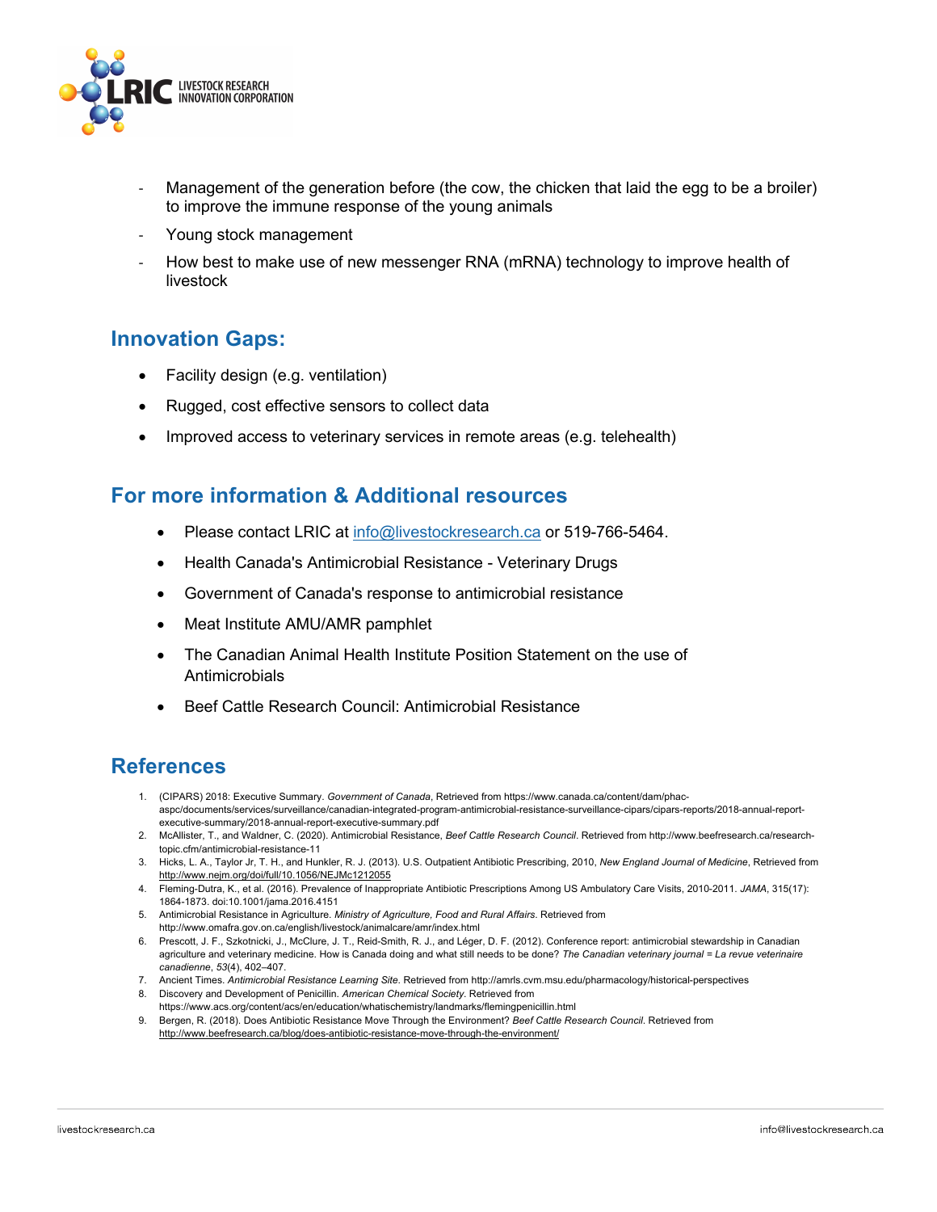- Management of the generation before (the cow, the chicken that laid the egg to be a broiler) to improve the immune response of the young animals
- Young stock management
- How best to make use of new messenger RNA (mRNA) technology to improve health of livestock

## Innovation Gaps:

- Facility design (e.g. ventilation)
- Rugged, cost effective sensors to collect data
- Improved access to veterinary services in remote areas (e.g. telehealth)

## For more information & Additional resources

- Please contact LRIC at info@livestockresearch.ca or 519-766-5464.
- Health Canada's Antimicrobial Resistance - Veterinary Drugs
- Government of Canada's response to antimicrobial resistance
- Meat Institute AMU/AMR pamphlet
- The Canadian Animal Health Institute Position Statement on the use of Antimicrobials
- Beef Cattle Research Council: Antimicrobial Resistance

## References

1. (CIPARS) 2018: Executive Summary. *Government of Canada*, Retrieved from https://www.canada.ca/content/dam/phac-aspc/documents/services/surveillance/canadian-integrated-program-antimicrobial-resistance-surveillance-cipars/cipars-reports/2018-annual-report-executive-summary/2018-annual-report-executive-summary.pdf
2. McAllister, T., and Waldner, C. (2020). Antimicrobial Resistance, *Beef Cattle Research Council*. Retrieved from http://www.beefresearch.ca/research-topic.cfm/antimicrobial-resistance-11
3. Hicks, L. A., Taylor Jr, T. H., and Hunkler, R. J. (2013). U.S. Outpatient Antibiotic Prescribing, 2010, *New England Journal of Medicine*, Retrieved from http://www.nejm.org/doi/full/10.1056/NEJMc1212055
4. Fleming-Dutra, K., et al. (2016). Prevalence of Inappropriate Antibiotic Prescriptions Among US Ambulatory Care Visits, 2010-2011. *JAMA*, 315(17): 1864-1873. doi:10.1001/jama.2016.4151
5. Antimicrobial Resistance in Agriculture. *Ministry of Agriculture, Food and Rural Affairs*. Retrieved from http://www.omafra.gov.on.ca/english/livestock/animalcare/amr/index.html
6. Prescott, J. F., Szkotnicki, J., McClure, J. T., Reid-Smith, R. J., and Léger, D. F. (2012). Conference report: antimicrobial stewardship in Canadian agriculture and veterinary medicine. How is Canada doing and what still needs to be done? *The Canadian veterinary journal = La revue veterinaire canadienne*, *53*(4), 402–407.
7. Ancient Times. *Antimicrobial Resistance Learning Site*. Retrieved from http://amrls.cvm.msu.edu/pharmacology/historical-perspectives
8. Discovery and Development of Penicillin. *American Chemical Society*. Retrieved from https://www.acs.org/content/acs/en/education/whatischemistry/landmarks/flemingpenicillin.html
9. Bergen, R. (2018). Does Antibiotic Resistance Move Through the Environment? *Beef Cattle Research Council*. Retrieved from http://www.beefresearch.ca/blog/does-antibiotic-resistance-move-through-the-environment/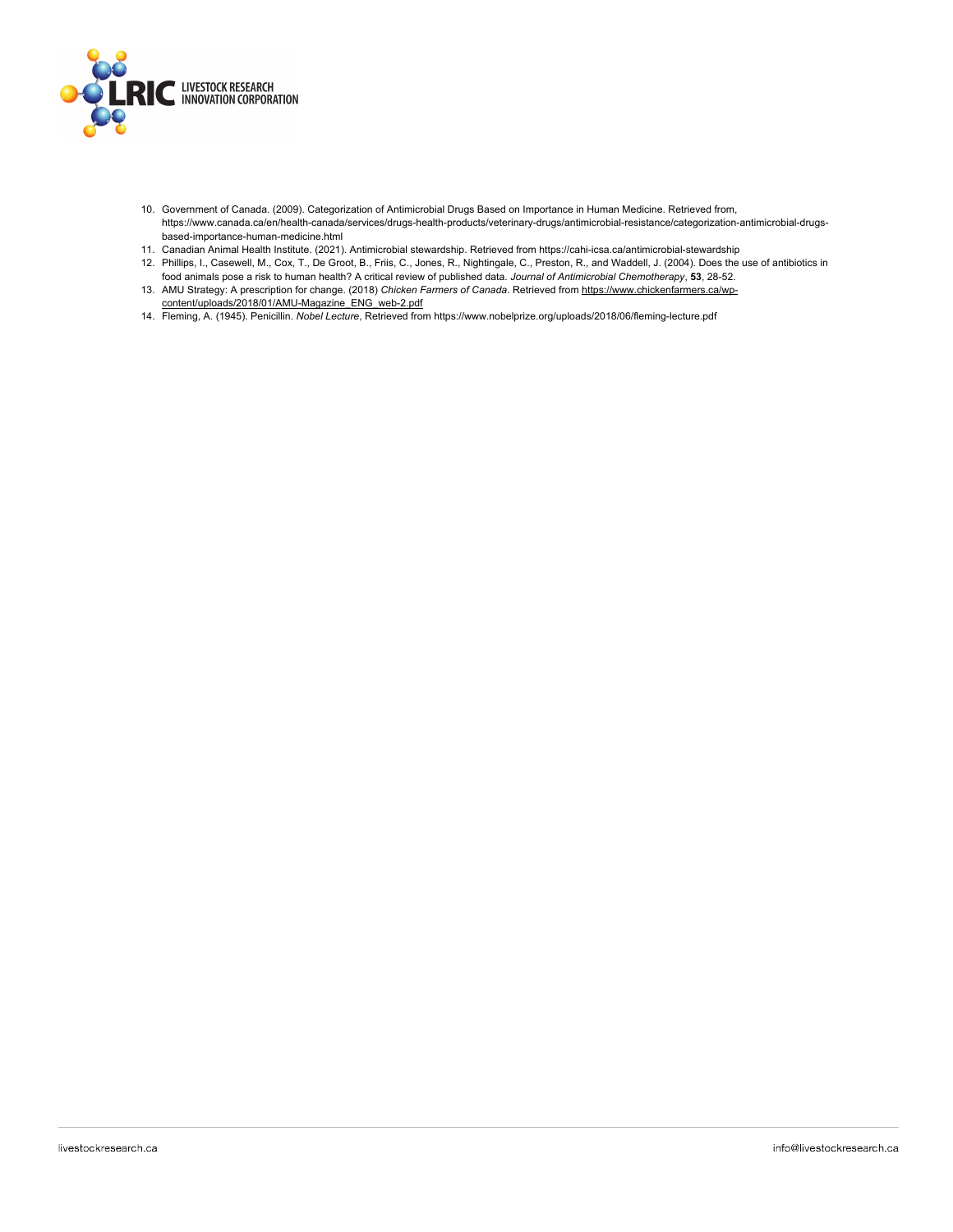10. Government of Canada. (2009). Categorization of Antimicrobial Drugs Based on Importance in Human Medicine. Retrieved from, https://www.canada.ca/en/health-canada/services/drugs-health-products/veterinary-drugs/antimicrobial-resistance/categorization-antimicrobial-drugs-based-importance-human-medicine.html
11. Canadian Animal Health Institute. (2021). Antimicrobial stewardship. Retrieved from https://cahi-icsa.ca/antimicrobial-stewardship
12. Phillips, I., Casewell, M., Cox, T., De Groot, B., Friis, C., Jones, R., Nightingale, C., Preston, R., and Waddell, J. (2004). Does the use of antibiotics in food animals pose a risk to human health? A critical review of published data. *Journal of Antimicrobial Chemotherapy*, **53**, 28-52.
13. AMU Strategy: A prescription for change. (2018) *Chicken Farmers of Canada*. Retrieved from https://www.chickenfarmers.ca/wp-content/uploads/2018/01/AMU-Magazine_ENG_web-2.pdf
14. Fleming, A. (1945). Penicillin. *Nobel Lecture*, Retrieved from https://www.nobelprize.org/uploads/2018/06/fleming-lecture.pdf